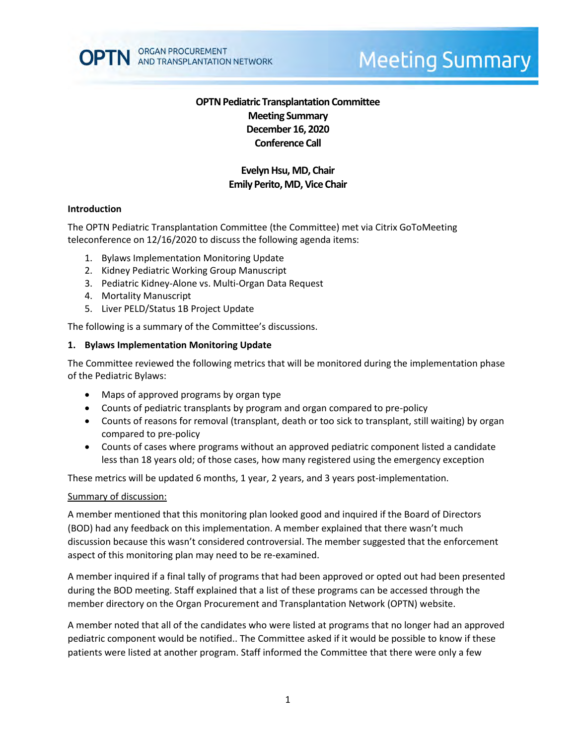# OPTN Pediatric Transplantation Committee
# Meeting Summary
# December 16, 2020
# Conference Call

**Evelyn Hsu, MD, Chair**
**Emily Perito, MD, Vice Chair**

### Introduction

The OPTN Pediatric Transplantation Committee (the Committee) met via Citrix GoToMeeting teleconference on 12/16/2020 to discuss the following agenda items:

1. Bylaws Implementation Monitoring Update
2. Kidney Pediatric Working Group Manuscript
3. Pediatric Kidney-Alone vs. Multi-Organ Data Request
4. Mortality Manuscript
5. Liver PELD/Status 1B Project Update

The following is a summary of the Committee's discussions.

### 1. Bylaws Implementation Monitoring Update

The Committee reviewed the following metrics that will be monitored during the implementation phase of the Pediatric Bylaws:

- Maps of approved programs by organ type
- Counts of pediatric transplants by program and organ compared to pre-policy
- Counts of reasons for removal (transplant, death or too sick to transplant, still waiting) by organ compared to pre-policy
- Counts of cases where programs without an approved pediatric component listed a candidate less than 18 years old; of those cases, how many registered using the emergency exception

These metrics will be updated 6 months, 1 year, 2 years, and 3 years post-implementation.

<u>Summary of discussion:</u>

A member mentioned that this monitoring plan looked good and inquired if the Board of Directors (BOD) had any feedback on this implementation. A member explained that there wasn't much discussion because this wasn't considered controversial. The member suggested that the enforcement aspect of this monitoring plan may need to be re-examined.

A member inquired if a final tally of programs that had been approved or opted out had been presented during the BOD meeting. Staff explained that a list of these programs can be accessed through the member directory on the Organ Procurement and Transplantation Network (OPTN) website.

A member noted that all of the candidates who were listed at programs that no longer had an approved pediatric component would be notified.. The Committee asked if it would be possible to know if these patients were listed at another program. Staff informed the Committee that there were only a few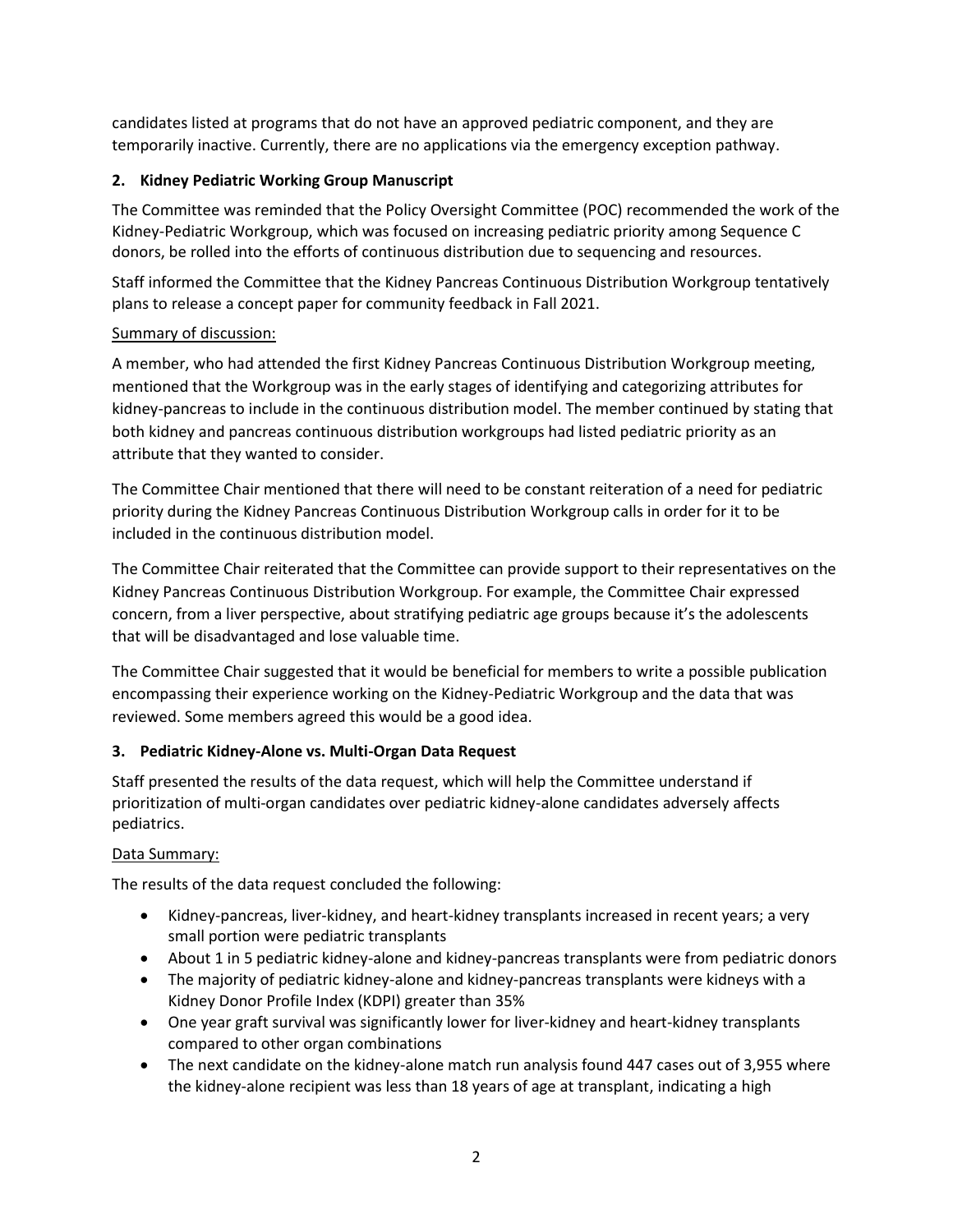candidates listed at programs that do not have an approved pediatric component, and they are temporarily inactive. Currently, there are no applications via the emergency exception pathway.

### 2. Kidney Pediatric Working Group Manuscript

The Committee was reminded that the Policy Oversight Committee (POC) recommended the work of the Kidney-Pediatric Workgroup, which was focused on increasing pediatric priority among Sequence C donors, be rolled into the efforts of continuous distribution due to sequencing and resources.

Staff informed the Committee that the Kidney Pancreas Continuous Distribution Workgroup tentatively plans to release a concept paper for community feedback in Fall 2021.

<u>Summary of discussion:</u>

A member, who had attended the first Kidney Pancreas Continuous Distribution Workgroup meeting, mentioned that the Workgroup was in the early stages of identifying and categorizing attributes for kidney-pancreas to include in the continuous distribution model. The member continued by stating that both kidney and pancreas continuous distribution workgroups had listed pediatric priority as an attribute that they wanted to consider.

The Committee Chair mentioned that there will need to be constant reiteration of a need for pediatric priority during the Kidney Pancreas Continuous Distribution Workgroup calls in order for it to be included in the continuous distribution model.

The Committee Chair reiterated that the Committee can provide support to their representatives on the Kidney Pancreas Continuous Distribution Workgroup. For example, the Committee Chair expressed concern, from a liver perspective, about stratifying pediatric age groups because it's the adolescents that will be disadvantaged and lose valuable time.

The Committee Chair suggested that it would be beneficial for members to write a possible publication encompassing their experience working on the Kidney-Pediatric Workgroup and the data that was reviewed. Some members agreed this would be a good idea.

### 3. Pediatric Kidney-Alone vs. Multi-Organ Data Request

Staff presented the results of the data request, which will help the Committee understand if prioritization of multi-organ candidates over pediatric kidney-alone candidates adversely affects pediatrics.

<u>Data Summary:</u>

The results of the data request concluded the following:

- Kidney-pancreas, liver-kidney, and heart-kidney transplants increased in recent years; a very small portion were pediatric transplants
- About 1 in 5 pediatric kidney-alone and kidney-pancreas transplants were from pediatric donors
- The majority of pediatric kidney-alone and kidney-pancreas transplants were kidneys with a Kidney Donor Profile Index (KDPI) greater than 35%
- One year graft survival was significantly lower for liver-kidney and heart-kidney transplants compared to other organ combinations
- The next candidate on the kidney-alone match run analysis found 447 cases out of 3,955 where the kidney-alone recipient was less than 18 years of age at transplant, indicating a high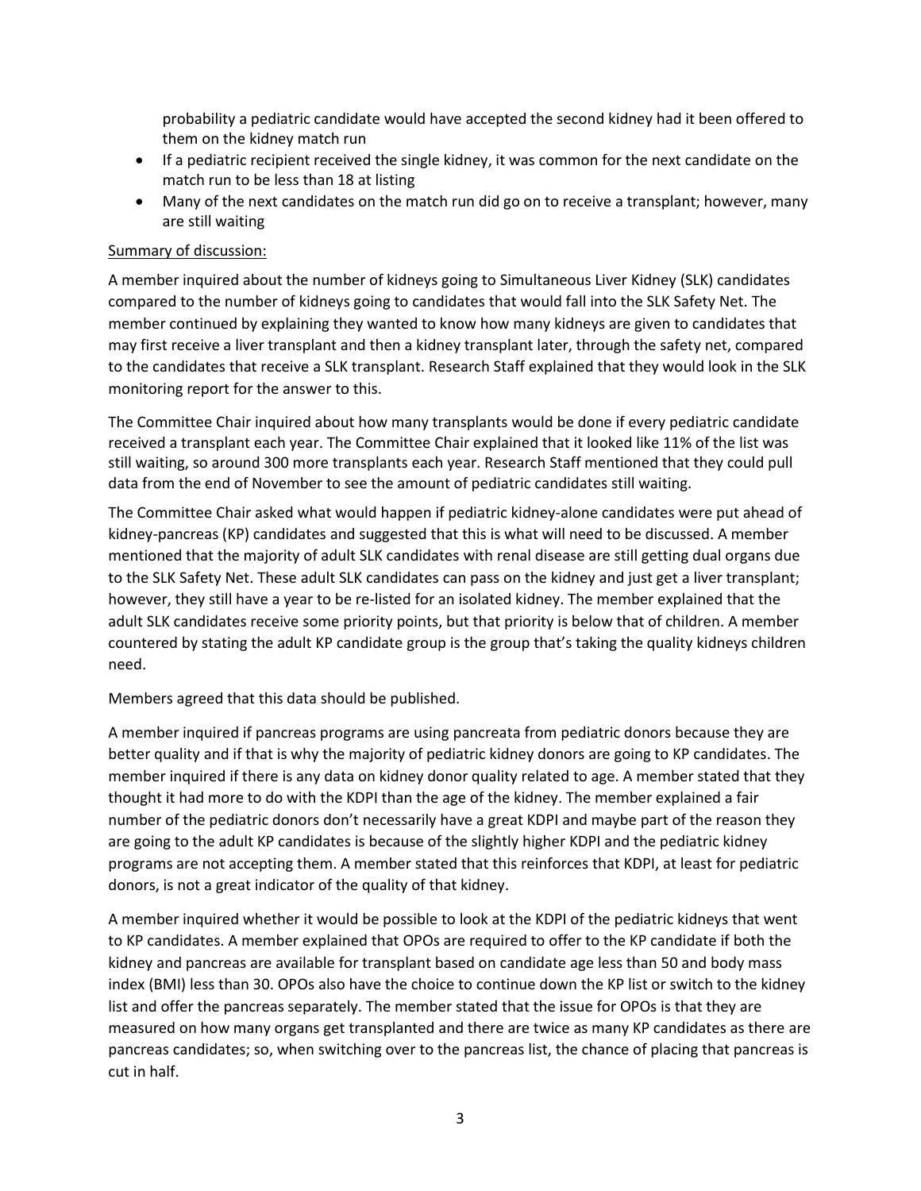probability a pediatric candidate would have accepted the second kidney had it been offered to them on the kidney match run

- If a pediatric recipient received the single kidney, it was common for the next candidate on the match run to be less than 18 at listing
- Many of the next candidates on the match run did go on to receive a transplant; however, many are still waiting

Summary of discussion:

A member inquired about the number of kidneys going to Simultaneous Liver Kidney (SLK) candidates compared to the number of kidneys going to candidates that would fall into the SLK Safety Net. The member continued by explaining they wanted to know how many kidneys are given to candidates that may first receive a liver transplant and then a kidney transplant later, through the safety net, compared to the candidates that receive a SLK transplant. Research Staff explained that they would look in the SLK monitoring report for the answer to this.

The Committee Chair inquired about how many transplants would be done if every pediatric candidate received a transplant each year. The Committee Chair explained that it looked like 11% of the list was still waiting, so around 300 more transplants each year. Research Staff mentioned that they could pull data from the end of November to see the amount of pediatric candidates still waiting.

The Committee Chair asked what would happen if pediatric kidney-alone candidates were put ahead of kidney-pancreas (KP) candidates and suggested that this is what will need to be discussed. A member mentioned that the majority of adult SLK candidates with renal disease are still getting dual organs due to the SLK Safety Net. These adult SLK candidates can pass on the kidney and just get a liver transplant; however, they still have a year to be re-listed for an isolated kidney. The member explained that the adult SLK candidates receive some priority points, but that priority is below that of children. A member countered by stating the adult KP candidate group is the group that's taking the quality kidneys children need.

Members agreed that this data should be published.

A member inquired if pancreas programs are using pancreata from pediatric donors because they are better quality and if that is why the majority of pediatric kidney donors are going to KP candidates. The member inquired if there is any data on kidney donor quality related to age. A member stated that they thought it had more to do with the KDPI than the age of the kidney. The member explained a fair number of the pediatric donors don't necessarily have a great KDPI and maybe part of the reason they are going to the adult KP candidates is because of the slightly higher KDPI and the pediatric kidney programs are not accepting them. A member stated that this reinforces that KDPI, at least for pediatric donors, is not a great indicator of the quality of that kidney.

A member inquired whether it would be possible to look at the KDPI of the pediatric kidneys that went to KP candidates. A member explained that OPOs are required to offer to the KP candidate if both the kidney and pancreas are available for transplant based on candidate age less than 50 and body mass index (BMI) less than 30. OPOs also have the choice to continue down the KP list or switch to the kidney list and offer the pancreas separately. The member stated that the issue for OPOs is that they are measured on how many organs get transplanted and there are twice as many KP candidates as there are pancreas candidates; so, when switching over to the pancreas list, the chance of placing that pancreas is cut in half.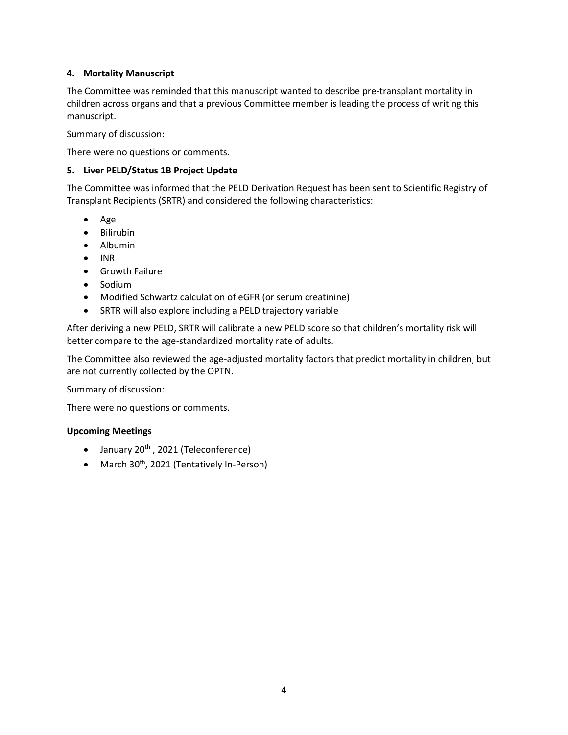### 4. Mortality Manuscript

The Committee was reminded that this manuscript wanted to describe pre-transplant mortality in children across organs and that a previous Committee member is leading the process of writing this manuscript.

Summary of discussion:

There were no questions or comments.

### 5. Liver PELD/Status 1B Project Update

The Committee was informed that the PELD Derivation Request has been sent to Scientific Registry of Transplant Recipients (SRTR) and considered the following characteristics:

- Age
- Bilirubin
- Albumin
- INR
- Growth Failure
- Sodium
- Modified Schwartz calculation of eGFR (or serum creatinine)
- SRTR will also explore including a PELD trajectory variable

After deriving a new PELD, SRTR will calibrate a new PELD score so that children's mortality risk will better compare to the age-standardized mortality rate of adults.

The Committee also reviewed the age-adjusted mortality factors that predict mortality in children, but are not currently collected by the OPTN.

Summary of discussion:

There were no questions or comments.

### Upcoming Meetings

- January 20th , 2021 (Teleconference)
- March 30th, 2021 (Tentatively In-Person)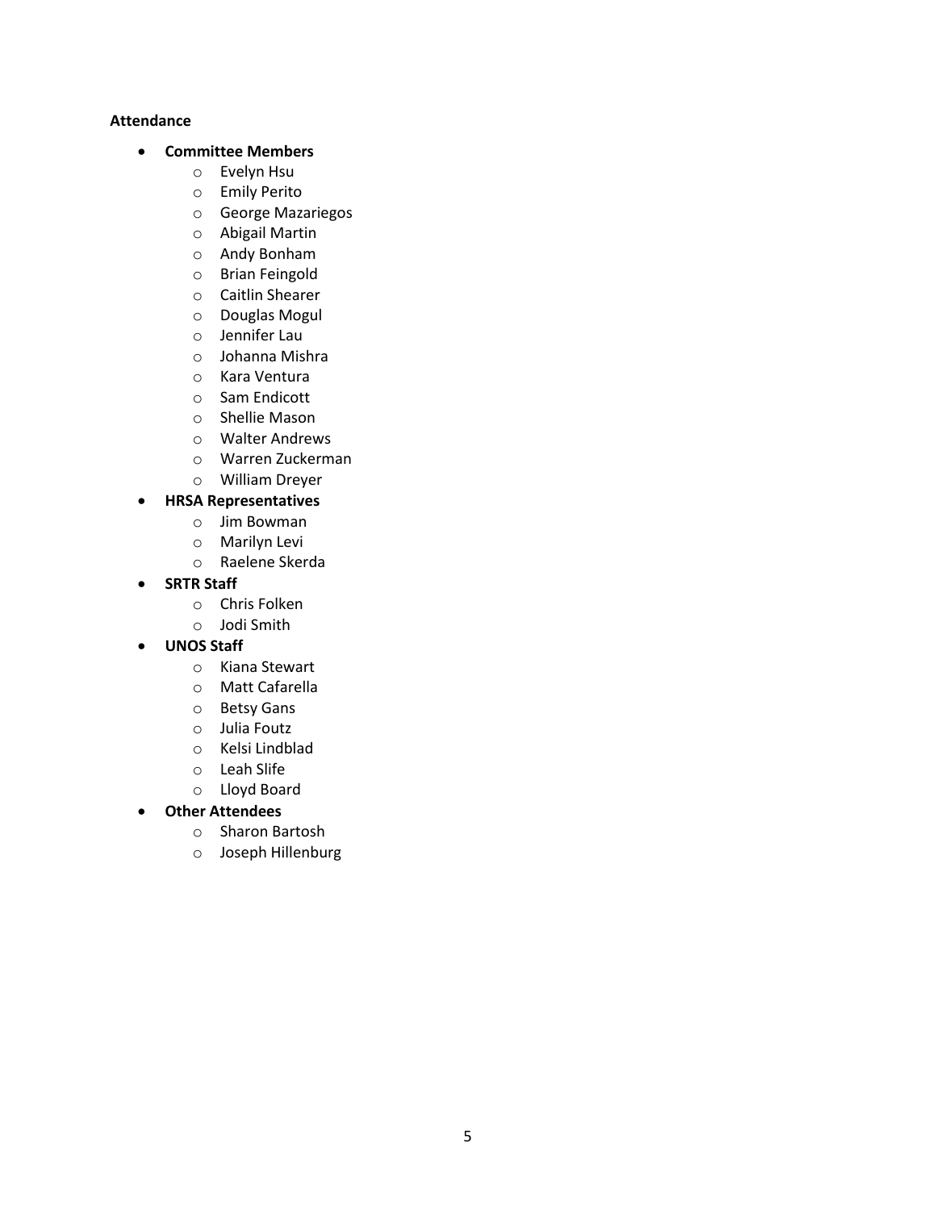**Attendance**

- **Committee Members**
    - Evelyn Hsu
    - Emily Perito
    - George Mazariegos
    - Abigail Martin
    - Andy Bonham
    - Brian Feingold
    - Caitlin Shearer
    - Douglas Mogul
    - Jennifer Lau
    - Johanna Mishra
    - Kara Ventura
    - Sam Endicott
    - Shellie Mason
    - Walter Andrews
    - Warren Zuckerman
    - William Dreyer
- **HRSA Representatives**
    - Jim Bowman
    - Marilyn Levi
    - Raelene Skerda
- **SRTR Staff**
    - Chris Folken
    - Jodi Smith
- **UNOS Staff**
    - Kiana Stewart
    - Matt Cafarella
    - Betsy Gans
    - Julia Foutz
    - Kelsi Lindblad
    - Leah Slife
    - Lloyd Board
- **Other Attendees**
    - Sharon Bartosh
    - Joseph Hillenburg